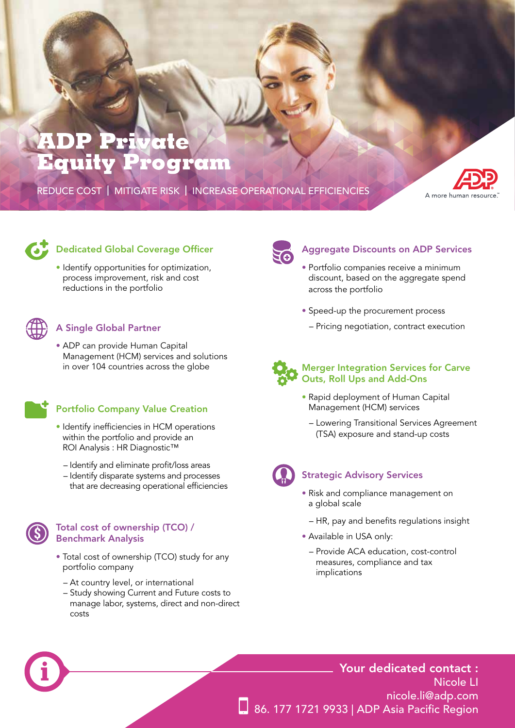# ADP Private Equity Program

REDUCE COST | MITIGATE RISK | INCREASE OPERATIONAL EFFICIENCIES

A more human resource.™

## Dedicated Global Coverage Officer

- Identify opportunities for optimization, process improvement, risk and cost reductions in the portfolio

## A Single Global Partner

- ADP can provide Human Capital Management (HCM) services and solutions in over 104 countries across the globe

## Portfolio Company Value Creation

- Identify inefficiencies in HCM operations within the portfolio and provide an ROI Analysis : HR Diagnostic™
  - Identify and eliminate profit/loss areas
  - Identify disparate systems and processes that are decreasing operational efficiencies

## Total cost of ownership (TCO) / Benchmark Analysis

- Total cost of ownership (TCO) study for any portfolio company
  - At country level, or international
  - Study showing Current and Future costs to manage labor, systems, direct and non-direct costs

## Aggregate Discounts on ADP Services

- Portfolio companies receive a minimum discount, based on the aggregate spend across the portfolio
- Speed-up the procurement process
  - Pricing negotiation, contract execution

## Merger Integration Services for Carve Outs, Roll Ups and Add-Ons

- Rapid deployment of Human Capital Management (HCM) services
  - Lowering Transitional Services Agreement (TSA) exposure and stand-up costs

## Strategic Advisory Services

- Risk and compliance management on a global scale
  - HR, pay and benefits regulations insight
- Available in USA only:
  - Provide ACA education, cost-control measures, compliance and tax implications

**Your dedicated contact :**
Nicole LI
nicole.li@adp.com
86. 177 1721 9933 | ADP Asia Pacific Region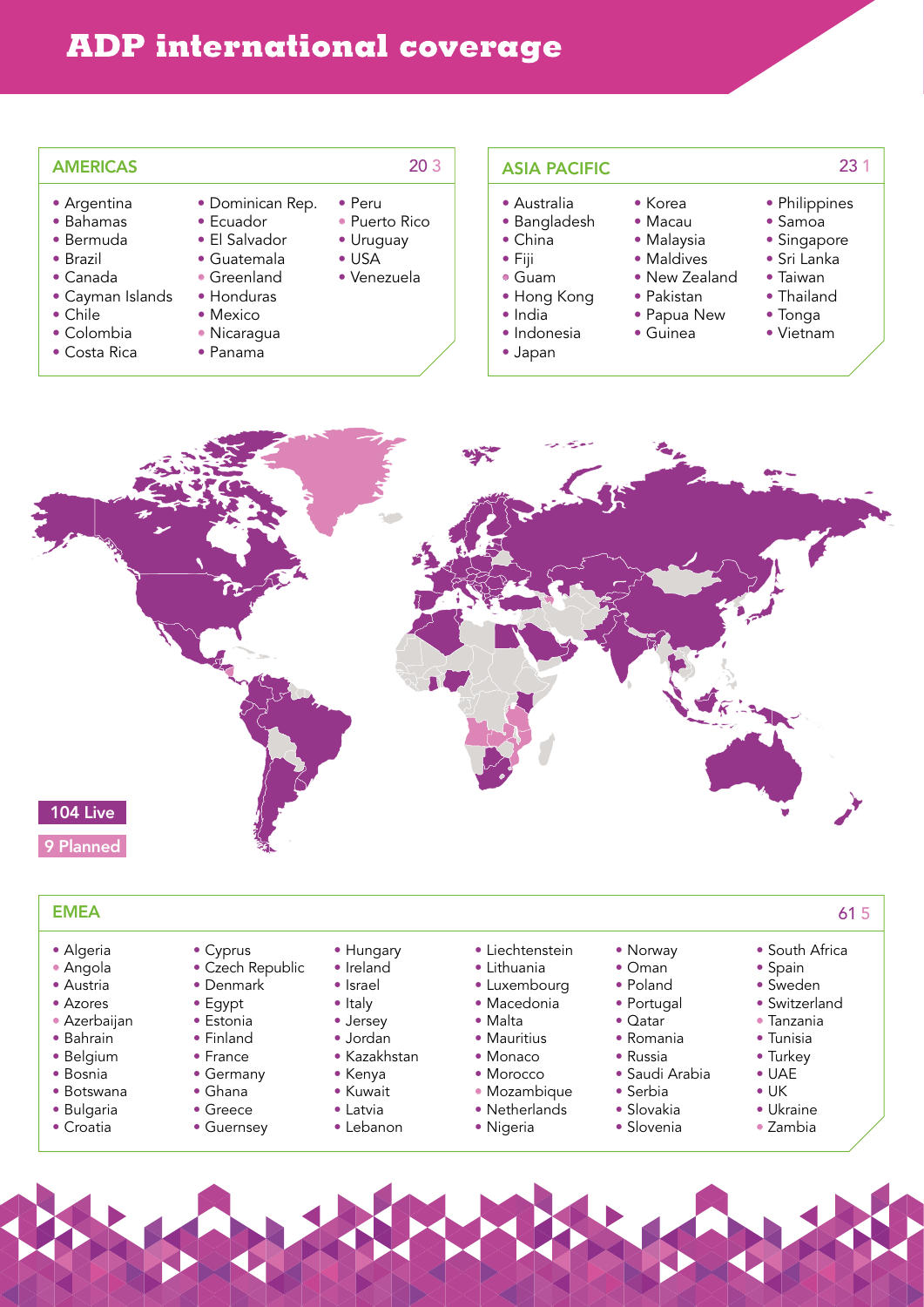# ADP international coverage

## AMERICAS

20 3

- Argentina
- Bahamas
- Bermuda
- Brazil
- Canada
- Cayman Islands
- Chile
- Colombia
- Costa Rica
- Dominican Rep.
- Ecuador
- El Salvador
- Guatemala
- Greenland
- Honduras
- Mexico
- Nicaragua
- Panama
- Peru
- Puerto Rico
- Uruguay
- USA
- Venezuela

## ASIA PACIFIC

23 1

- Australia
- Bangladesh
- China
- Fiji
- Guam
- Hong Kong
- India
- Indonesia
- Japan
- Korea
- Macau
- Malaysia
- Maldives
- New Zealand
- Pakistan
- Papua New
- Guinea
- Philippines
- Samoa
- Singapore
- Sri Lanka
- Taiwan
- Thailand
- Tonga
- Vietnam

104 Live

9 Planned

## EMEA

61 5

- Algeria
- Angola
- Austria
- Azores
- Azerbaijan
- Bahrain
- Belgium
- Bosnia
- Botswana
- Bulgaria
- Croatia
- Cyprus
- Czech Republic
- Denmark
- Egypt
- Estonia
- Finland
- France
- Germany
- Ghana
- Greece
- Guernsey
- Hungary
- Ireland
- Israel
- Italy
- Jersey
- Jordan
- Kazakhstan
- Kenya
- Kuwait
- Latvia
- Lebanon
- Liechtenstein
- Lithuania
- Luxembourg
- Macedonia
- Malta
- Mauritius
- Monaco
- Morocco
- Mozambique
- Netherlands
- Nigeria
- Norway
- Oman
- Poland
- Portugal
- Qatar
- Romania
- Russia
- Saudi Arabia
- Serbia
- Slovakia
- Slovenia
- South Africa
- Spain
- Sweden
- Switzerland
- Tanzania
- Tunisia
- Turkey
- UAE
- UK
- Ukraine
- Zambia